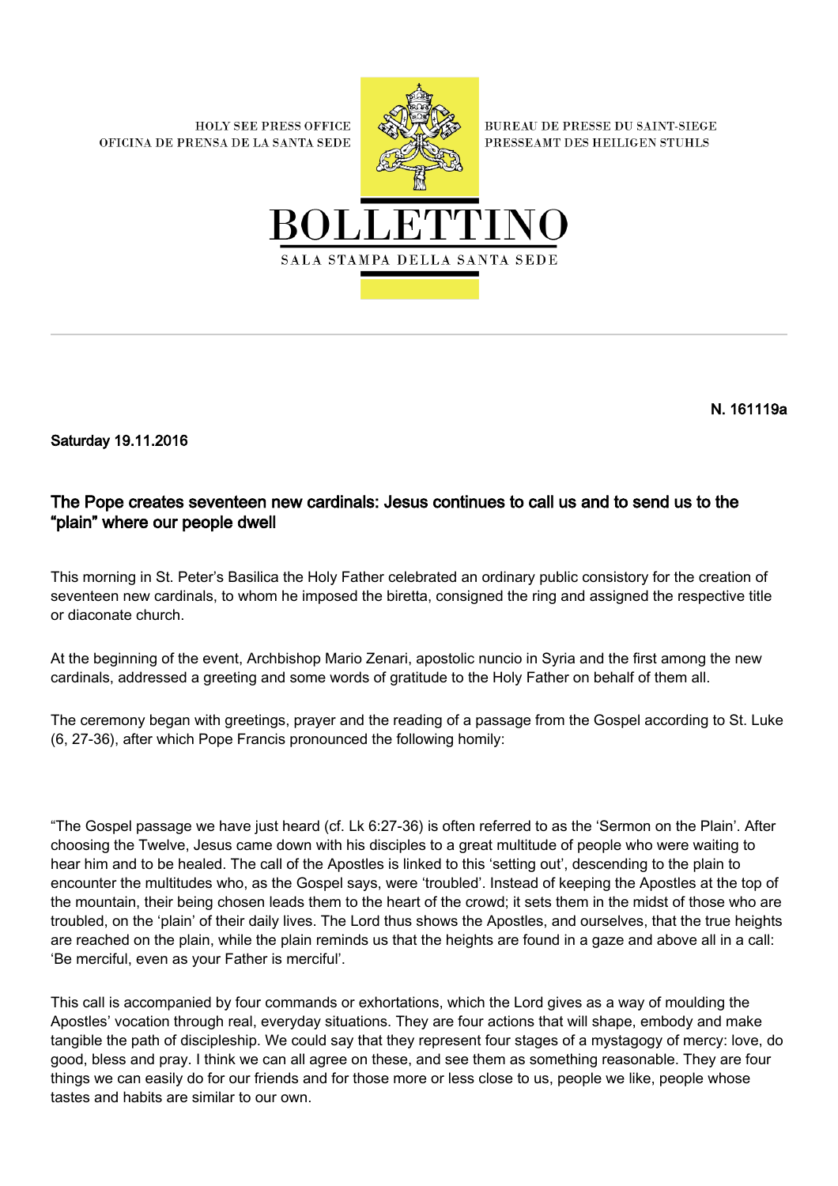HOLY SEE PRESS OFFICE
OFICINA DE PRENSA DE LA SANTA SEDE

BUREAU DE PRESSE DU SAINT-SIEGE
PRESSEAMT DES HEILIGEN STUHLS

# BOLLETTINO

SALA STAMPA DELLA SANTA SEDE

**N. 161119a**

**Saturday 19.11.2016**

## The Pope creates seventeen new cardinals: Jesus continues to call us and to send us to the "plain" where our people dwell

This morning in St. Peter's Basilica the Holy Father celebrated an ordinary public consistory for the creation of seventeen new cardinals, to whom he imposed the biretta, consigned the ring and assigned the respective title or diaconate church.

At the beginning of the event, Archbishop Mario Zenari, apostolic nuncio in Syria and the first among the new cardinals, addressed a greeting and some words of gratitude to the Holy Father on behalf of them all.

The ceremony began with greetings, prayer and the reading of a passage from the Gospel according to St. Luke (6, 27-36), after which Pope Francis pronounced the following homily:

"The Gospel passage we have just heard (cf. Lk 6:27-36) is often referred to as the 'Sermon on the Plain'. After choosing the Twelve, Jesus came down with his disciples to a great multitude of people who were waiting to hear him and to be healed. The call of the Apostles is linked to this 'setting out', descending to the plain to encounter the multitudes who, as the Gospel says, were 'troubled'. Instead of keeping the Apostles at the top of the mountain, their being chosen leads them to the heart of the crowd; it sets them in the midst of those who are troubled, on the 'plain' of their daily lives. The Lord thus shows the Apostles, and ourselves, that the true heights are reached on the plain, while the plain reminds us that the heights are found in a gaze and above all in a call: 'Be merciful, even as your Father is merciful'.

This call is accompanied by four commands or exhortations, which the Lord gives as a way of moulding the Apostles' vocation through real, everyday situations. They are four actions that will shape, embody and make tangible the path of discipleship. We could say that they represent four stages of a mystagogy of mercy: love, do good, bless and pray. I think we can all agree on these, and see them as something reasonable. They are four things we can easily do for our friends and for those more or less close to us, people we like, people whose tastes and habits are similar to our own.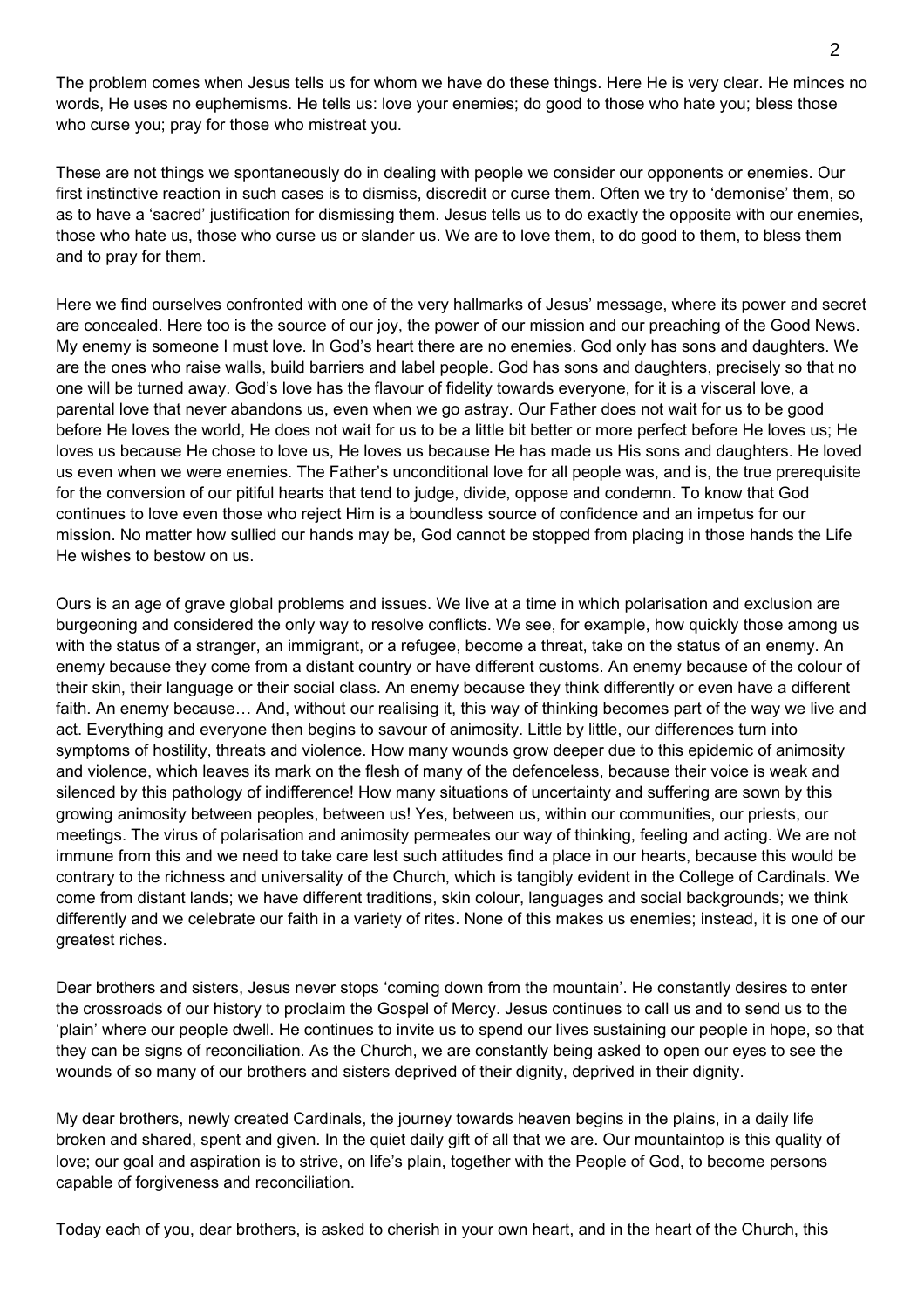The problem comes when Jesus tells us for whom we have do these things. Here He is very clear. He minces no words, He uses no euphemisms. He tells us: love your enemies; do good to those who hate you; bless those who curse you; pray for those who mistreat you.

These are not things we spontaneously do in dealing with people we consider our opponents or enemies. Our first instinctive reaction in such cases is to dismiss, discredit or curse them. Often we try to 'demonise' them, so as to have a 'sacred' justification for dismissing them. Jesus tells us to do exactly the opposite with our enemies, those who hate us, those who curse us or slander us. We are to love them, to do good to them, to bless them and to pray for them.

Here we find ourselves confronted with one of the very hallmarks of Jesus' message, where its power and secret are concealed. Here too is the source of our joy, the power of our mission and our preaching of the Good News. My enemy is someone I must love. In God's heart there are no enemies. God only has sons and daughters. We are the ones who raise walls, build barriers and label people. God has sons and daughters, precisely so that no one will be turned away. God's love has the flavour of fidelity towards everyone, for it is a visceral love, a parental love that never abandons us, even when we go astray. Our Father does not wait for us to be good before He loves the world, He does not wait for us to be a little bit better or more perfect before He loves us; He loves us because He chose to love us, He loves us because He has made us His sons and daughters. He loved us even when we were enemies. The Father's unconditional love for all people was, and is, the true prerequisite for the conversion of our pitiful hearts that tend to judge, divide, oppose and condemn. To know that God continues to love even those who reject Him is a boundless source of confidence and an impetus for our mission. No matter how sullied our hands may be, God cannot be stopped from placing in those hands the Life He wishes to bestow on us.

Ours is an age of grave global problems and issues. We live at a time in which polarisation and exclusion are burgeoning and considered the only way to resolve conflicts. We see, for example, how quickly those among us with the status of a stranger, an immigrant, or a refugee, become a threat, take on the status of an enemy. An enemy because they come from a distant country or have different customs. An enemy because of the colour of their skin, their language or their social class. An enemy because they think differently or even have a different faith. An enemy because… And, without our realising it, this way of thinking becomes part of the way we live and act. Everything and everyone then begins to savour of animosity. Little by little, our differences turn into symptoms of hostility, threats and violence. How many wounds grow deeper due to this epidemic of animosity and violence, which leaves its mark on the flesh of many of the defenceless, because their voice is weak and silenced by this pathology of indifference! How many situations of uncertainty and suffering are sown by this growing animosity between peoples, between us! Yes, between us, within our communities, our priests, our meetings. The virus of polarisation and animosity permeates our way of thinking, feeling and acting. We are not immune from this and we need to take care lest such attitudes find a place in our hearts, because this would be contrary to the richness and universality of the Church, which is tangibly evident in the College of Cardinals. We come from distant lands; we have different traditions, skin colour, languages and social backgrounds; we think differently and we celebrate our faith in a variety of rites. None of this makes us enemies; instead, it is one of our greatest riches.

Dear brothers and sisters, Jesus never stops 'coming down from the mountain'. He constantly desires to enter the crossroads of our history to proclaim the Gospel of Mercy. Jesus continues to call us and to send us to the 'plain' where our people dwell. He continues to invite us to spend our lives sustaining our people in hope, so that they can be signs of reconciliation. As the Church, we are constantly being asked to open our eyes to see the wounds of so many of our brothers and sisters deprived of their dignity, deprived in their dignity.

My dear brothers, newly created Cardinals, the journey towards heaven begins in the plains, in a daily life broken and shared, spent and given. In the quiet daily gift of all that we are. Our mountaintop is this quality of love; our goal and aspiration is to strive, on life's plain, together with the People of God, to become persons capable of forgiveness and reconciliation.

Today each of you, dear brothers, is asked to cherish in your own heart, and in the heart of the Church, this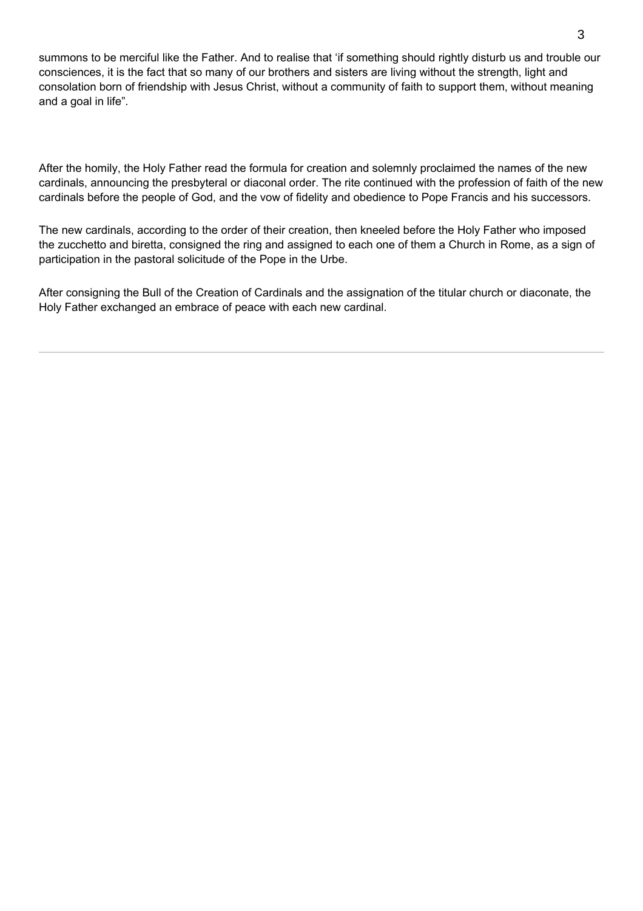summons to be merciful like the Father. And to realise that 'if something should rightly disturb us and trouble our consciences, it is the fact that so many of our brothers and sisters are living without the strength, light and consolation born of friendship with Jesus Christ, without a community of faith to support them, without meaning and a goal in life".

After the homily, the Holy Father read the formula for creation and solemnly proclaimed the names of the new cardinals, announcing the presbyteral or diaconal order. The rite continued with the profession of faith of the new cardinals before the people of God, and the vow of fidelity and obedience to Pope Francis and his successors.

The new cardinals, according to the order of their creation, then kneeled before the Holy Father who imposed the zucchetto and biretta, consigned the ring and assigned to each one of them a Church in Rome, as a sign of participation in the pastoral solicitude of the Pope in the Urbe.

After consigning the Bull of the Creation of Cardinals and the assignation of the titular church or diaconate, the Holy Father exchanged an embrace of peace with each new cardinal.

---